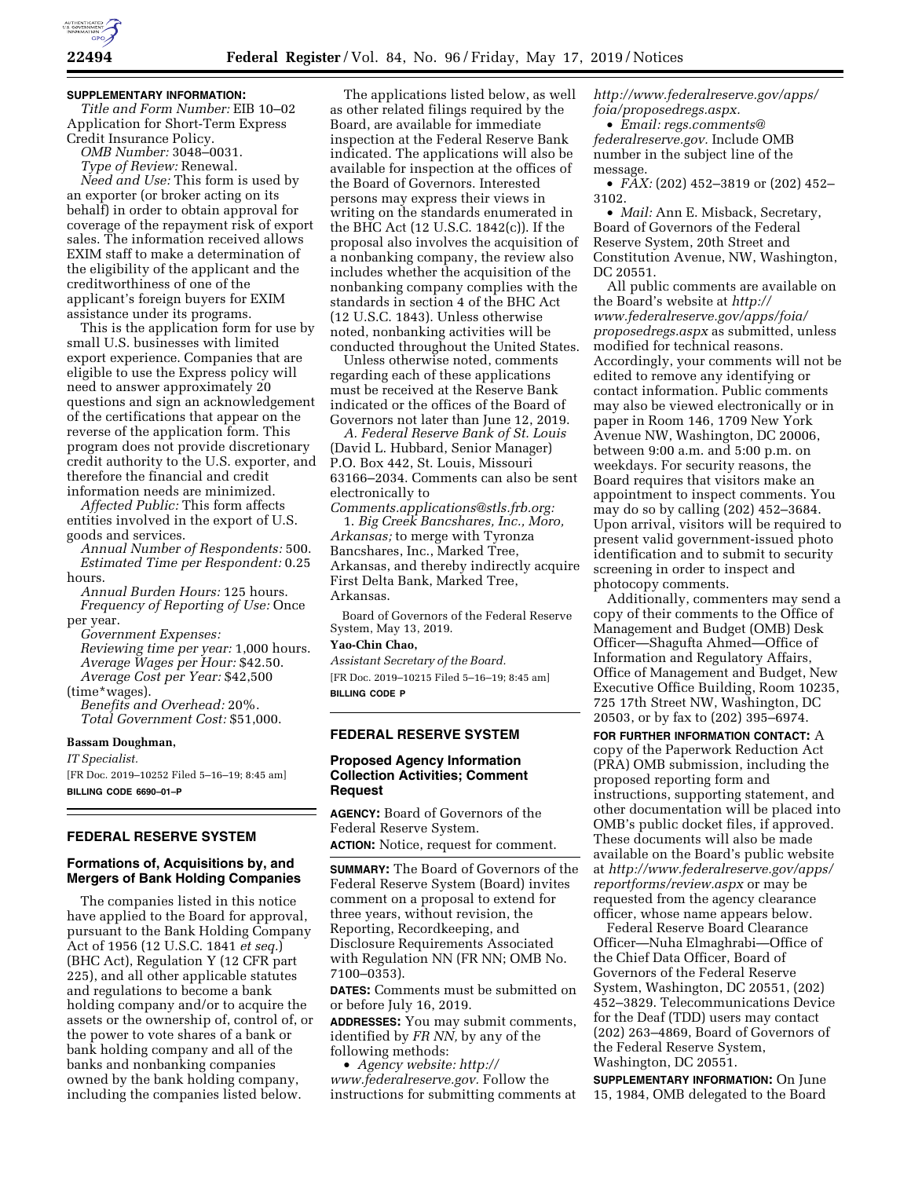**SUPPLEMENTARY INFORMATION:**

*Title and Form Number:* EIB 10–02 Application for Short-Term Express Credit Insurance Policy.

*OMB Number:* 3048–0031.

*Type of Review:* Renewal.

*Need and Use:* This form is used by an exporter (or broker acting on its behalf) in order to obtain approval for coverage of the repayment risk of export sales. The information received allows EXIM staff to make a determination of the eligibility of the applicant and the creditworthiness of one of the applicant's foreign buyers for EXIM assistance under its programs.

This is the application form for use by small U.S. businesses with limited export experience. Companies that are eligible to use the Express policy will need to answer approximately 20 questions and sign an acknowledgement of the certifications that appear on the reverse of the application form. This program does not provide discretionary credit authority to the U.S. exporter, and therefore the financial and credit information needs are minimized.

*Affected Public:* This form affects entities involved in the export of U.S. goods and services.

*Annual Number of Respondents:* 500.

*Estimated Time per Respondent:* 0.25 hours.

*Annual Burden Hours:* 125 hours.

*Frequency of Reporting of Use:* Once per year.

*Government Expenses:*

*Reviewing time per year:* 1,000 hours.

*Average Wages per Hour:* $42.50.

*Average Cost per Year:* $42,500 (time*wages).

*Benefits and Overhead:* 20%.

*Total Government Cost:* $51,000.

**Bassam Doughman,**

*IT Specialist.*

[FR Doc. 2019–10252 Filed 5–16–19; 8:45 am]

**BILLING CODE 6690–01–P**

## FEDERAL RESERVE SYSTEM

### Formations of, Acquisitions by, and Mergers of Bank Holding Companies

The companies listed in this notice have applied to the Board for approval, pursuant to the Bank Holding Company Act of 1956 (12 U.S.C. 1841 *et seq.*) (BHC Act), Regulation Y (12 CFR part 225), and all other applicable statutes and regulations to become a bank holding company and/or to acquire the assets or the ownership of, control of, or the power to vote shares of a bank or bank holding company and all of the banks and nonbanking companies owned by the bank holding company, including the companies listed below.

The applications listed below, as well as other related filings required by the Board, are available for immediate inspection at the Federal Reserve Bank indicated. The applications will also be available for inspection at the offices of the Board of Governors. Interested persons may express their views in writing on the standards enumerated in the BHC Act (12 U.S.C. 1842(c)). If the proposal also involves the acquisition of a nonbanking company, the review also includes whether the acquisition of the nonbanking company complies with the standards in section 4 of the BHC Act (12 U.S.C. 1843). Unless otherwise noted, nonbanking activities will be conducted throughout the United States.

Unless otherwise noted, comments regarding each of these applications must be received at the Reserve Bank indicated or the offices of the Board of Governors not later than June 12, 2019.

*A. Federal Reserve Bank of St. Louis* (David L. Hubbard, Senior Manager) P.O. Box 442, St. Louis, Missouri 63166–2034. Comments can also be sent electronically to *Comments.applications@stls.frb.org:*

1. *Big Creek Bancshares, Inc., Moro, Arkansas;* to merge with Tyronza Bancshares, Inc., Marked Tree, Arkansas, and thereby indirectly acquire First Delta Bank, Marked Tree, Arkansas.

Board of Governors of the Federal Reserve System, May 13, 2019.

**Yao-Chin Chao,**

*Assistant Secretary of the Board.*

[FR Doc. 2019–10215 Filed 5–16–19; 8:45 am]

**BILLING CODE P**

## FEDERAL RESERVE SYSTEM

### Proposed Agency Information Collection Activities; Comment Request

**AGENCY:** Board of Governors of the Federal Reserve System.

**ACTION:** Notice, request for comment.

**SUMMARY:** The Board of Governors of the Federal Reserve System (Board) invites comment on a proposal to extend for three years, without revision, the Reporting, Recordkeeping, and Disclosure Requirements Associated with Regulation NN (FR NN; OMB No. 7100–0353).

**DATES:** Comments must be submitted on or before July 16, 2019.

**ADDRESSES:** You may submit comments, identified by *FR NN,* by any of the following methods:

- *Agency website: http://www.federalreserve.gov.* Follow the instructions for submitting comments at *http://www.federalreserve.gov/apps/foia/proposedregs.aspx.*
- *Email: regs.comments@federalreserve.gov.* Include OMB number in the subject line of the message.
- *FAX:* (202) 452–3819 or (202) 452–3102.
- *Mail:* Ann E. Misback, Secretary, Board of Governors of the Federal Reserve System, 20th Street and Constitution Avenue, NW, Washington, DC 20551.

All public comments are available on the Board's website at *http://www.federalreserve.gov/apps/foia/proposedregs.aspx* as submitted, unless modified for technical reasons. Accordingly, your comments will not be edited to remove any identifying or contact information. Public comments may also be viewed electronically or in paper in Room 146, 1709 New York Avenue NW, Washington, DC 20006, between 9:00 a.m. and 5:00 p.m. on weekdays. For security reasons, the Board requires that visitors make an appointment to inspect comments. You may do so by calling (202) 452–3684. Upon arrival, visitors will be required to present valid government-issued photo identification and to submit to security screening in order to inspect and photocopy comments.

Additionally, commenters may send a copy of their comments to the Office of Management and Budget (OMB) Desk Officer—Shagufta Ahmed—Office of Information and Regulatory Affairs, Office of Management and Budget, New Executive Office Building, Room 10235, 725 17th Street NW, Washington, DC 20503, or by fax to (202) 395–6974.

**FOR FURTHER INFORMATION CONTACT:** A copy of the Paperwork Reduction Act (PRA) OMB submission, including the proposed reporting form and instructions, supporting statement, and other documentation will be placed into OMB's public docket files, if approved. These documents will also be made available on the Board's public website at *http://www.federalreserve.gov/apps/reportforms/review.aspx* or may be requested from the agency clearance officer, whose name appears below.

Federal Reserve Board Clearance Officer—Nuha Elmaghrabi—Office of the Chief Data Officer, Board of Governors of the Federal Reserve System, Washington, DC 20551, (202) 452–3829. Telecommunications Device for the Deaf (TDD) users may contact (202) 263–4869, Board of Governors of the Federal Reserve System, Washington, DC 20551.

**SUPPLEMENTARY INFORMATION:** On June 15, 1984, OMB delegated to the Board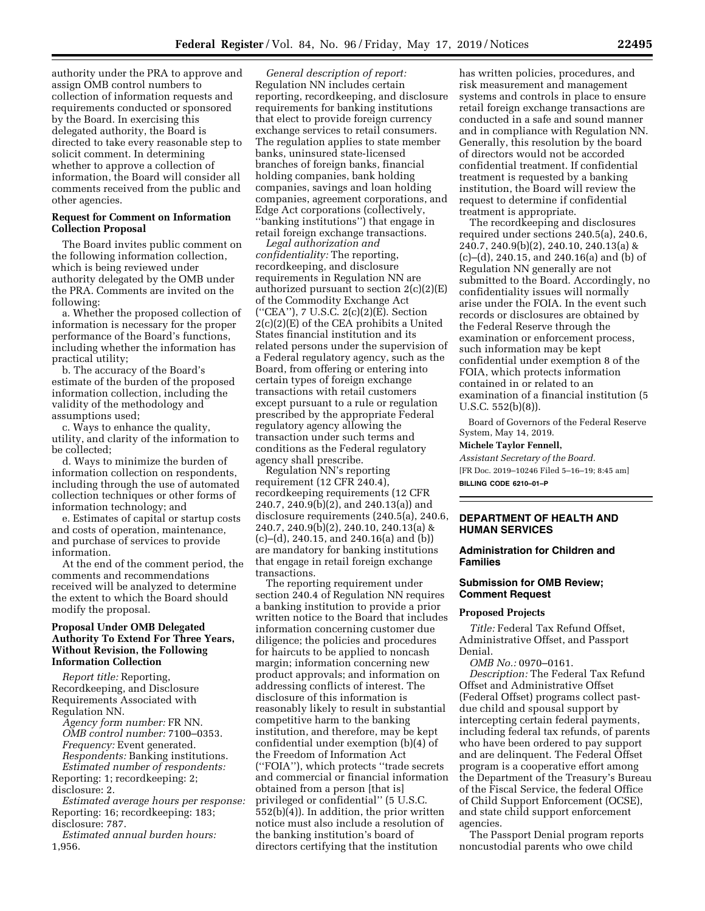authority under the PRA to approve and assign OMB control numbers to collection of information requests and requirements conducted or sponsored by the Board. In exercising this delegated authority, the Board is directed to take every reasonable step to solicit comment. In determining whether to approve a collection of information, the Board will consider all comments received from the public and other agencies.

**Request for Comment on Information Collection Proposal**

The Board invites public comment on the following information collection, which is being reviewed under authority delegated by the OMB under the PRA. Comments are invited on the following:

a. Whether the proposed collection of information is necessary for the proper performance of the Board's functions, including whether the information has practical utility;

b. The accuracy of the Board's estimate of the burden of the proposed information collection, including the validity of the methodology and assumptions used;

c. Ways to enhance the quality, utility, and clarity of the information to be collected;

d. Ways to minimize the burden of information collection on respondents, including through the use of automated collection techniques or other forms of information technology; and

e. Estimates of capital or startup costs and costs of operation, maintenance, and purchase of services to provide information.

At the end of the comment period, the comments and recommendations received will be analyzed to determine the extent to which the Board should modify the proposal.

**Proposal Under OMB Delegated Authority To Extend For Three Years, Without Revision, the Following Information Collection**

*Report title:* Reporting, Recordkeeping, and Disclosure Requirements Associated with Regulation NN.

*Agency form number:* FR NN.

*OMB control number:* 7100–0353.

*Frequency:* Event generated.

*Respondents:* Banking institutions.

*Estimated number of respondents:* Reporting: 1; recordkeeping: 2; disclosure: 2.

*Estimated average hours per response:* Reporting: 16; recordkeeping: 183; disclosure: 787.

*Estimated annual burden hours:* 1,956.

*General description of report:* Regulation NN includes certain reporting, recordkeeping, and disclosure requirements for banking institutions that elect to provide foreign currency exchange services to retail consumers. The regulation applies to state member banks, uninsured state-licensed branches of foreign banks, financial holding companies, bank holding companies, savings and loan holding companies, agreement corporations, and Edge Act corporations (collectively, ''banking institutions'') that engage in retail foreign exchange transactions.

*Legal authorization and confidentiality:* The reporting, recordkeeping, and disclosure requirements in Regulation NN are authorized pursuant to section 2(c)(2)(E) of the Commodity Exchange Act (''CEA''), 7 U.S.C. 2(c)(2)(E). Section 2(c)(2)(E) of the CEA prohibits a United States financial institution and its related persons under the supervision of a Federal regulatory agency, such as the Board, from offering or entering into certain types of foreign exchange transactions with retail customers except pursuant to a rule or regulation prescribed by the appropriate Federal regulatory agency allowing the transaction under such terms and conditions as the Federal regulatory agency shall prescribe.

Regulation NN's reporting requirement (12 CFR 240.4), recordkeeping requirements (12 CFR 240.7, 240.9(b)(2), and 240.13(a)) and disclosure requirements (240.5(a), 240.6, 240.7, 240.9(b)(2), 240.10, 240.13(a) & (c)–(d), 240.15, and 240.16(a) and (b)) are mandatory for banking institutions that engage in retail foreign exchange transactions.

The reporting requirement under section 240.4 of Regulation NN requires a banking institution to provide a prior written notice to the Board that includes information concerning customer due diligence; the policies and procedures for haircuts to be applied to noncash margin; information concerning new product approvals; and information on addressing conflicts of interest. The disclosure of this information is reasonably likely to result in substantial competitive harm to the banking institution, and therefore, may be kept confidential under exemption (b)(4) of the Freedom of Information Act (''FOIA''), which protects ''trade secrets and commercial or financial information obtained from a person [that is] privileged or confidential'' (5 U.S.C. 552(b)(4)). In addition, the prior written notice must also include a resolution of the banking institution's board of directors certifying that the institution has written policies, procedures, and risk measurement and management systems and controls in place to ensure retail foreign exchange transactions are conducted in a safe and sound manner and in compliance with Regulation NN. Generally, this resolution by the board of directors would not be accorded confidential treatment. If confidential treatment is requested by a banking institution, the Board will review the request to determine if confidential treatment is appropriate.

The recordkeeping and disclosures required under sections 240.5(a), 240.6, 240.7, 240.9(b)(2), 240.10, 240.13(a) & (c)–(d), 240.15, and 240.16(a) and (b) of Regulation NN generally are not submitted to the Board. Accordingly, no confidentiality issues will normally arise under the FOIA. In the event such records or disclosures are obtained by the Federal Reserve through the examination or enforcement process, such information may be kept confidential under exemption 8 of the FOIA, which protects information contained in or related to an examination of a financial institution (5 U.S.C. 552(b)(8)).

Board of Governors of the Federal Reserve System, May 14, 2019.

**Michele Taylor Fennell,**

*Assistant Secretary of the Board.*

[FR Doc. 2019–10246 Filed 5–16–19; 8:45 am]

**BILLING CODE 6210–01–P**

## DEPARTMENT OF HEALTH AND HUMAN SERVICES

### Administration for Children and Families

### Submission for OMB Review; Comment Request

**Proposed Projects**

*Title:* Federal Tax Refund Offset, Administrative Offset, and Passport Denial.

*OMB No.:* 0970–0161.

*Description:* The Federal Tax Refund Offset and Administrative Offset (Federal Offset) programs collect past-due child and spousal support by intercepting certain federal payments, including federal tax refunds, of parents who have been ordered to pay support and are delinquent. The Federal Offset program is a cooperative effort among the Department of the Treasury's Bureau of the Fiscal Service, the federal Office of Child Support Enforcement (OCSE), and state child support enforcement agencies.

The Passport Denial program reports noncustodial parents who owe child